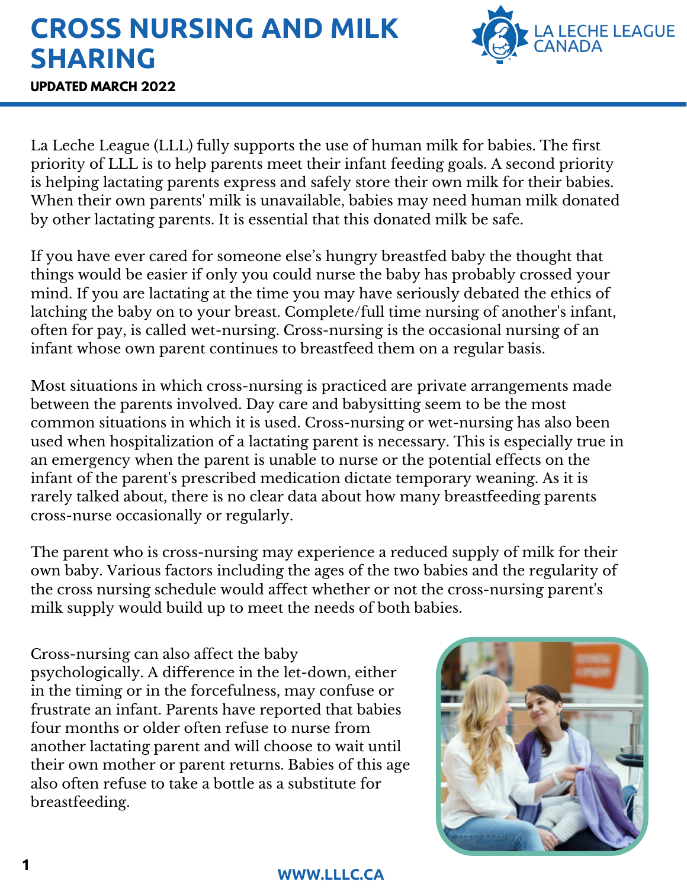# CROSS NURSING AND MILK SHARING

**UPDATED MARCH 2022**

La Leche League (LLL) fully supports the use of human milk for babies. The first priority of LLL is to help parents meet their infant feeding goals. A second priority is helping lactating parents express and safely store their own milk for their babies. When their own parents' milk is unavailable, babies may need human milk donated by other lactating parents. It is essential that this donated milk be safe.

If you have ever cared for someone else's hungry breastfed baby the thought that things would be easier if only you could nurse the baby has probably crossed your mind. If you are lactating at the time you may have seriously debated the ethics of latching the baby on to your breast. Complete/full time nursing of another's infant, often for pay, is called wet-nursing. Cross-nursing is the occasional nursing of an infant whose own parent continues to breastfeed them on a regular basis.

Most situations in which cross-nursing is practiced are private arrangements made between the parents involved. Day care and babysitting seem to be the most common situations in which it is used. Cross-nursing or wet-nursing has also been used when hospitalization of a lactating parent is necessary. This is especially true in an emergency when the parent is unable to nurse or the potential effects on the infant of the parent's prescribed medication dictate temporary weaning. As it is rarely talked about, there is no clear data about how many breastfeeding parents cross-nurse occasionally or regularly.

The parent who is cross-nursing may experience a reduced supply of milk for their own baby. Various factors including the ages of the two babies and the regularity of the cross nursing schedule would affect whether or not the cross-nursing parent's milk supply would build up to meet the needs of both babies.

Cross-nursing can also affect the baby psychologically. A difference in the let-down, either in the timing or in the forcefulness, may confuse or frustrate an infant. Parents have reported that babies four months or older often refuse to nurse from another lactating parent and will choose to wait until their own mother or parent returns. Babies of this age also often refuse to take a bottle as a substitute for breastfeeding.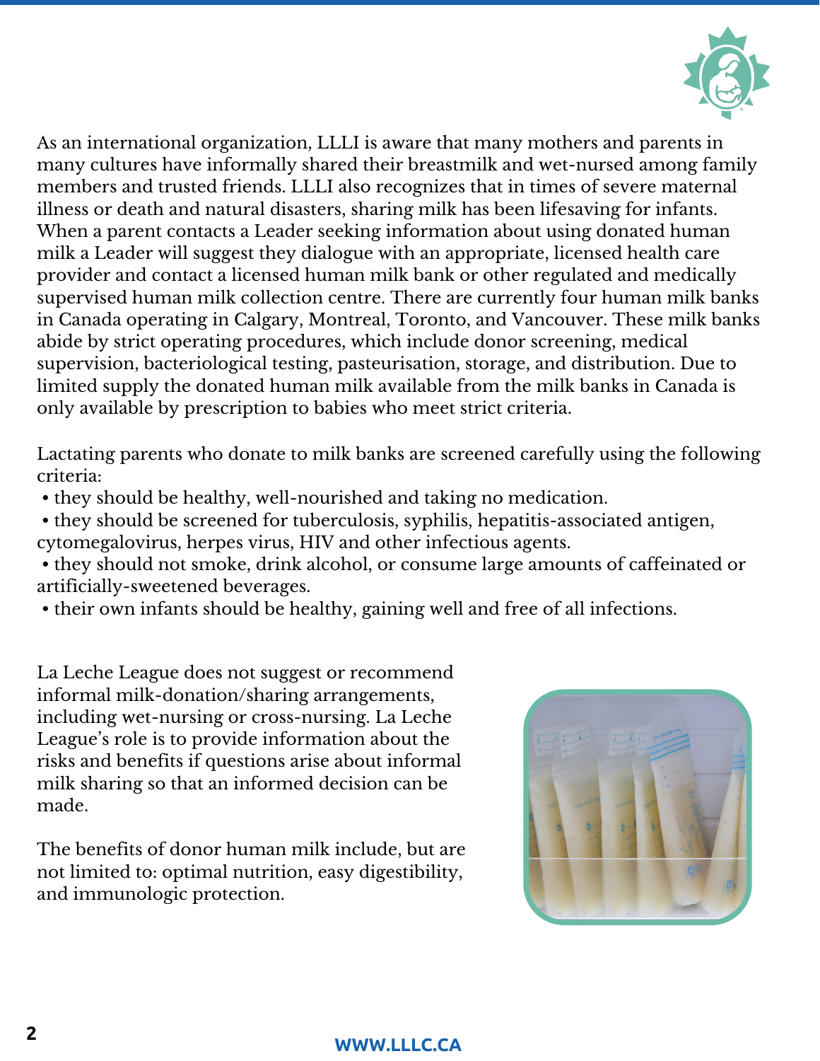As an international organization, LLLI is aware that many mothers and parents in many cultures have informally shared their breastmilk and wet-nursed among family members and trusted friends. LLLI also recognizes that in times of severe maternal illness or death and natural disasters, sharing milk has been lifesaving for infants. When a parent contacts a Leader seeking information about using donated human milk a Leader will suggest they dialogue with an appropriate, licensed health care provider and contact a licensed human milk bank or other regulated and medically supervised human milk collection centre. There are currently four human milk banks in Canada operating in Calgary, Montreal, Toronto, and Vancouver. These milk banks abide by strict operating procedures, which include donor screening, medical supervision, bacteriological testing, pasteurisation, storage, and distribution. Due to limited supply the donated human milk available from the milk banks in Canada is only available by prescription to babies who meet strict criteria.

Lactating parents who donate to milk banks are screened carefully using the following criteria:

- they should be healthy, well-nourished and taking no medication.
- they should be screened for tuberculosis, syphilis, hepatitis-associated antigen, cytomegalovirus, herpes virus, HIV and other infectious agents.
- they should not smoke, drink alcohol, or consume large amounts of caffeinated or artificially-sweetened beverages.
- their own infants should be healthy, gaining well and free of all infections.

La Leche League does not suggest or recommend informal milk-donation/sharing arrangements, including wet-nursing or cross-nursing. La Leche League's role is to provide information about the risks and benefits if questions arise about informal milk sharing so that an informed decision can be made.

The benefits of donor human milk include, but are not limited to: optimal nutrition, easy digestibility, and immunologic protection.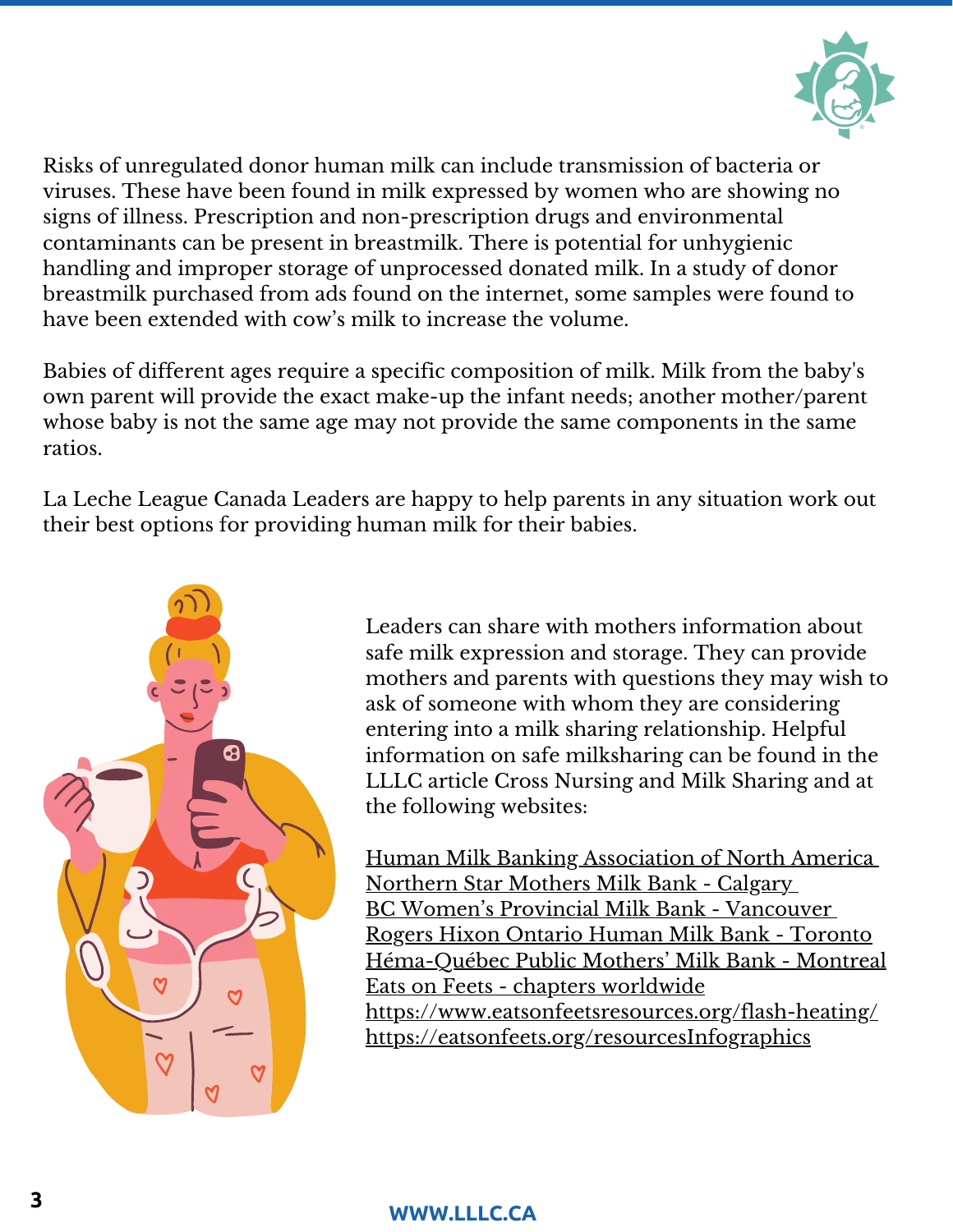Risks of unregulated donor human milk can include transmission of bacteria or viruses. These have been found in milk expressed by women who are showing no signs of illness. Prescription and non-prescription drugs and environmental contaminants can be present in breastmilk. There is potential for unhygienic handling and improper storage of unprocessed donated milk. In a study of donor breastmilk purchased from ads found on the internet, some samples were found to have been extended with cow's milk to increase the volume.

Babies of different ages require a specific composition of milk. Milk from the baby's own parent will provide the exact make-up the infant needs; another mother/parent whose baby is not the same age may not provide the same components in the same ratios.

La Leche League Canada Leaders are happy to help parents in any situation work out their best options for providing human milk for their babies.

Leaders can share with mothers information about safe milk expression and storage. They can provide mothers and parents with questions they may wish to ask of someone with whom they are considering entering into a milk sharing relationship. Helpful information on safe milksharing can be found in the LLLC article Cross Nursing and Milk Sharing and at the following websites:

Human Milk Banking Association of North America
Northern Star Mothers Milk Bank - Calgary
BC Women's Provincial Milk Bank - Vancouver
Rogers Hixon Ontario Human Milk Bank - Toronto
Héma-Québec Public Mothers' Milk Bank - Montreal
Eats on Feets - chapters worldwide
https://www.eatsonfeetsresources.org/flash-heating/
https://eatsonfeets.org/resourcesInfographics

WWW.LLLC.CA